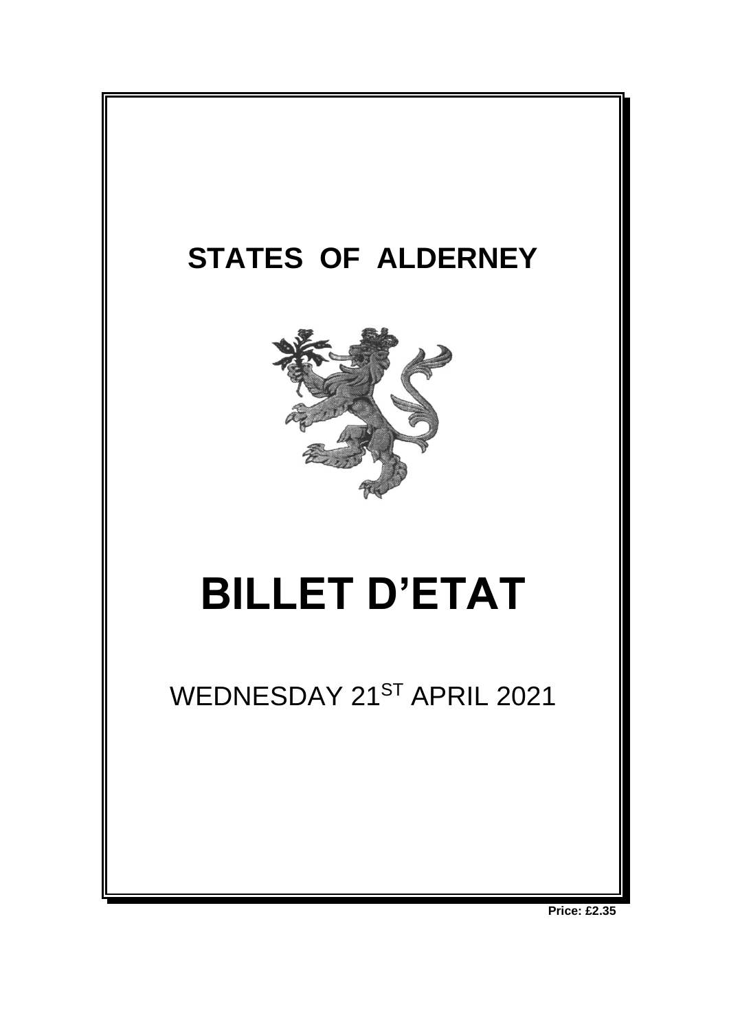# STATES OF ALDERNEY

# BILLET D'ETAT

WEDNESDAY 21$^{ST}$ APRIL 2021

**Price: £2.35**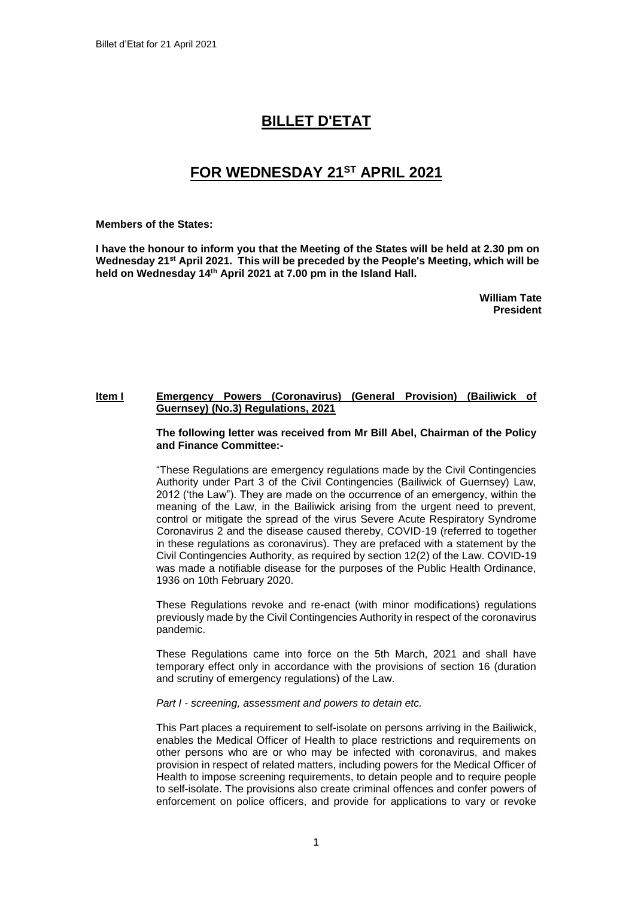# BILLET D'ETAT

# FOR WEDNESDAY 21ST APRIL 2021

**Members of the States:**

**I have the honour to inform you that the Meeting of the States will be held at 2.30 pm on Wednesday 21st April 2021. This will be preceded by the People's Meeting, which will be held on Wednesday 14th April 2021 at 7.00 pm in the Island Hall.**

**William Tate**
**President**

**Item I** **Emergency Powers (Coronavirus) (General Provision) (Bailiwick of Guernsey) (No.3) Regulations, 2021**

**The following letter was received from Mr Bill Abel, Chairman of the Policy and Finance Committee:-**

"These Regulations are emergency regulations made by the Civil Contingencies Authority under Part 3 of the Civil Contingencies (Bailiwick of Guernsey) Law, 2012 ('the Law"). They are made on the occurrence of an emergency, within the meaning of the Law, in the Bailiwick arising from the urgent need to prevent, control or mitigate the spread of the virus Severe Acute Respiratory Syndrome Coronavirus 2 and the disease caused thereby, COVID-19 (referred to together in these regulations as coronavirus). They are prefaced with a statement by the Civil Contingencies Authority, as required by section 12(2) of the Law. COVID-19 was made a notifiable disease for the purposes of the Public Health Ordinance, 1936 on 10th February 2020.

These Regulations revoke and re-enact (with minor modifications) regulations previously made by the Civil Contingencies Authority in respect of the coronavirus pandemic.

These Regulations came into force on the 5th March, 2021 and shall have temporary effect only in accordance with the provisions of section 16 (duration and scrutiny of emergency regulations) of the Law.

*Part I - screening, assessment and powers to detain etc.*

This Part places a requirement to self-isolate on persons arriving in the Bailiwick, enables the Medical Officer of Health to place restrictions and requirements on other persons who are or who may be infected with coronavirus, and makes provision in respect of related matters, including powers for the Medical Officer of Health to impose screening requirements, to detain people and to require people to self-isolate. The provisions also create criminal offences and confer powers of enforcement on police officers, and provide for applications to vary or revoke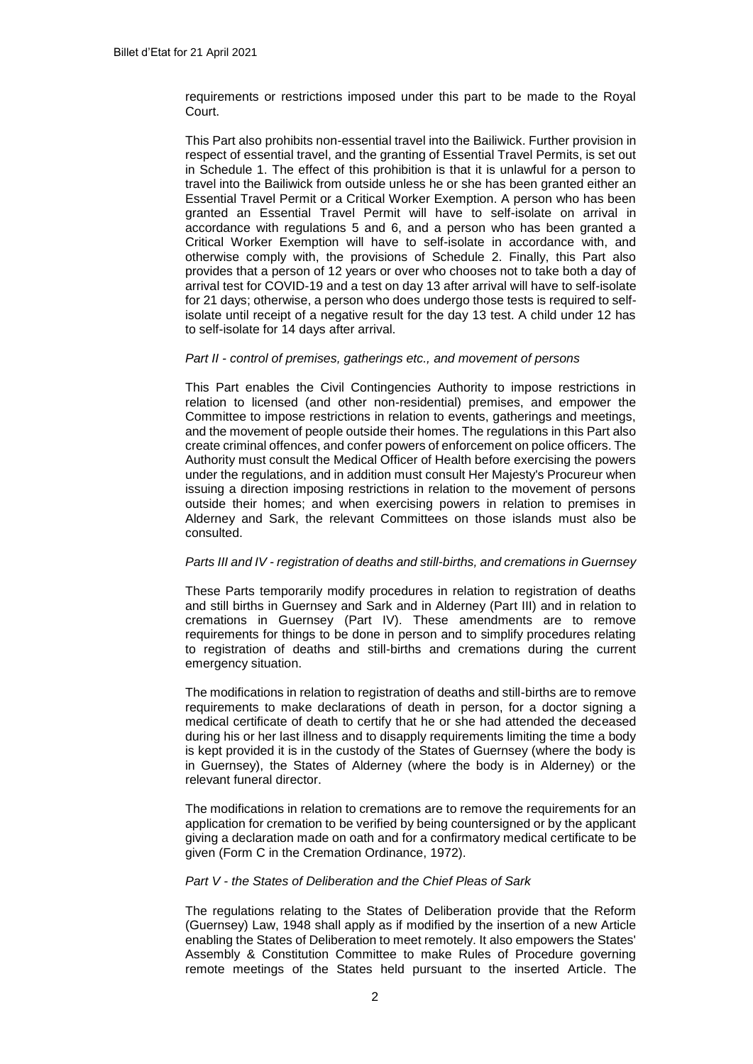requirements or restrictions imposed under this part to be made to the Royal Court.

This Part also prohibits non-essential travel into the Bailiwick. Further provision in respect of essential travel, and the granting of Essential Travel Permits, is set out in Schedule 1. The effect of this prohibition is that it is unlawful for a person to travel into the Bailiwick from outside unless he or she has been granted either an Essential Travel Permit or a Critical Worker Exemption. A person who has been granted an Essential Travel Permit will have to self-isolate on arrival in accordance with regulations 5 and 6, and a person who has been granted a Critical Worker Exemption will have to self-isolate in accordance with, and otherwise comply with, the provisions of Schedule 2. Finally, this Part also provides that a person of 12 years or over who chooses not to take both a day of arrival test for COVID-19 and a test on day 13 after arrival will have to self-isolate for 21 days; otherwise, a person who does undergo those tests is required to self-isolate until receipt of a negative result for the day 13 test. A child under 12 has to self-isolate for 14 days after arrival.

*Part II - control of premises, gatherings etc., and movement of persons*

This Part enables the Civil Contingencies Authority to impose restrictions in relation to licensed (and other non-residential) premises, and empower the Committee to impose restrictions in relation to events, gatherings and meetings, and the movement of people outside their homes. The regulations in this Part also create criminal offences, and confer powers of enforcement on police officers. The Authority must consult the Medical Officer of Health before exercising the powers under the regulations, and in addition must consult Her Majesty's Procureur when issuing a direction imposing restrictions in relation to the movement of persons outside their homes; and when exercising powers in relation to premises in Alderney and Sark, the relevant Committees on those islands must also be consulted.

*Parts III and IV - registration of deaths and still-births, and cremations in Guernsey*

These Parts temporarily modify procedures in relation to registration of deaths and still births in Guernsey and Sark and in Alderney (Part III) and in relation to cremations in Guernsey (Part IV). These amendments are to remove requirements for things to be done in person and to simplify procedures relating to registration of deaths and still-births and cremations during the current emergency situation.

The modifications in relation to registration of deaths and still-births are to remove requirements to make declarations of death in person, for a doctor signing a medical certificate of death to certify that he or she had attended the deceased during his or her last illness and to disapply requirements limiting the time a body is kept provided it is in the custody of the States of Guernsey (where the body is in Guernsey), the States of Alderney (where the body is in Alderney) or the relevant funeral director.

The modifications in relation to cremations are to remove the requirements for an application for cremation to be verified by being countersigned or by the applicant giving a declaration made on oath and for a confirmatory medical certificate to be given (Form C in the Cremation Ordinance, 1972).

*Part V - the States of Deliberation and the Chief Pleas of Sark*

The regulations relating to the States of Deliberation provide that the Reform (Guernsey) Law, 1948 shall apply as if modified by the insertion of a new Article enabling the States of Deliberation to meet remotely. It also empowers the States' Assembly & Constitution Committee to make Rules of Procedure governing remote meetings of the States held pursuant to the inserted Article. The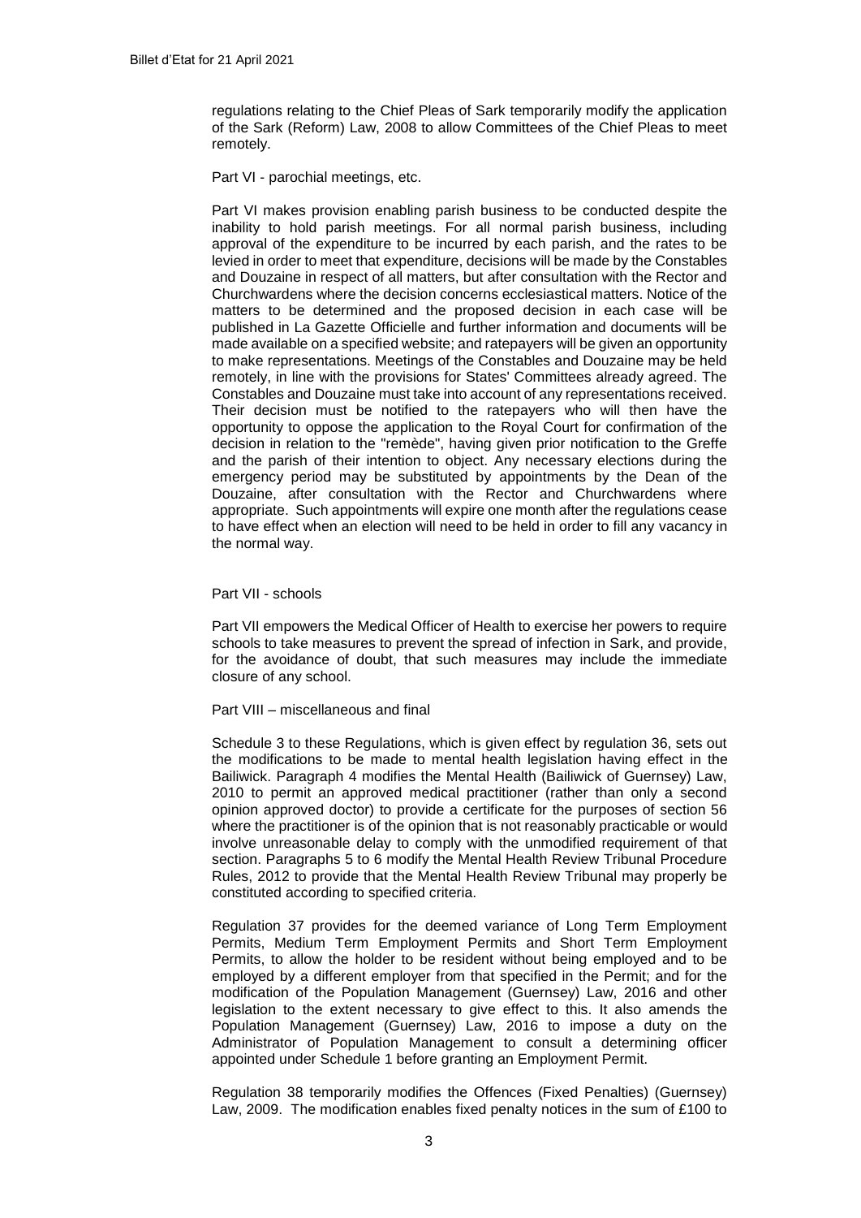regulations relating to the Chief Pleas of Sark temporarily modify the application of the Sark (Reform) Law, 2008 to allow Committees of the Chief Pleas to meet remotely.

Part VI - parochial meetings, etc.

Part VI makes provision enabling parish business to be conducted despite the inability to hold parish meetings. For all normal parish business, including approval of the expenditure to be incurred by each parish, and the rates to be levied in order to meet that expenditure, decisions will be made by the Constables and Douzaine in respect of all matters, but after consultation with the Rector and Churchwardens where the decision concerns ecclesiastical matters. Notice of the matters to be determined and the proposed decision in each case will be published in La Gazette Officielle and further information and documents will be made available on a specified website; and ratepayers will be given an opportunity to make representations. Meetings of the Constables and Douzaine may be held remotely, in line with the provisions for States' Committees already agreed. The Constables and Douzaine must take into account of any representations received. Their decision must be notified to the ratepayers who will then have the opportunity to oppose the application to the Royal Court for confirmation of the decision in relation to the "remède", having given prior notification to the Greffe and the parish of their intention to object. Any necessary elections during the emergency period may be substituted by appointments by the Dean of the Douzaine, after consultation with the Rector and Churchwardens where appropriate. Such appointments will expire one month after the regulations cease to have effect when an election will need to be held in order to fill any vacancy in the normal way.

Part VII - schools

Part VII empowers the Medical Officer of Health to exercise her powers to require schools to take measures to prevent the spread of infection in Sark, and provide, for the avoidance of doubt, that such measures may include the immediate closure of any school.

Part VIII – miscellaneous and final

Schedule 3 to these Regulations, which is given effect by regulation 36, sets out the modifications to be made to mental health legislation having effect in the Bailiwick. Paragraph 4 modifies the Mental Health (Bailiwick of Guernsey) Law, 2010 to permit an approved medical practitioner (rather than only a second opinion approved doctor) to provide a certificate for the purposes of section 56 where the practitioner is of the opinion that is not reasonably practicable or would involve unreasonable delay to comply with the unmodified requirement of that section. Paragraphs 5 to 6 modify the Mental Health Review Tribunal Procedure Rules, 2012 to provide that the Mental Health Review Tribunal may properly be constituted according to specified criteria.

Regulation 37 provides for the deemed variance of Long Term Employment Permits, Medium Term Employment Permits and Short Term Employment Permits, to allow the holder to be resident without being employed and to be employed by a different employer from that specified in the Permit; and for the modification of the Population Management (Guernsey) Law, 2016 and other legislation to the extent necessary to give effect to this. It also amends the Population Management (Guernsey) Law, 2016 to impose a duty on the Administrator of Population Management to consult a determining officer appointed under Schedule 1 before granting an Employment Permit.

Regulation 38 temporarily modifies the Offences (Fixed Penalties) (Guernsey) Law, 2009. The modification enables fixed penalty notices in the sum of £100 to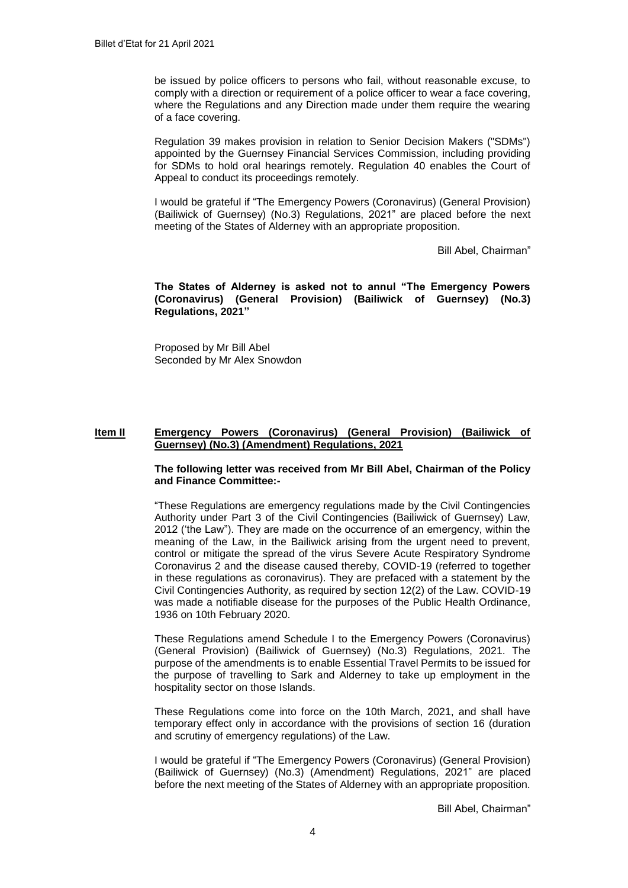be issued by police officers to persons who fail, without reasonable excuse, to comply with a direction or requirement of a police officer to wear a face covering, where the Regulations and any Direction made under them require the wearing of a face covering.

Regulation 39 makes provision in relation to Senior Decision Makers ("SDMs") appointed by the Guernsey Financial Services Commission, including providing for SDMs to hold oral hearings remotely. Regulation 40 enables the Court of Appeal to conduct its proceedings remotely.

I would be grateful if "The Emergency Powers (Coronavirus) (General Provision) (Bailiwick of Guernsey) (No.3) Regulations, 2021" are placed before the next meeting of the States of Alderney with an appropriate proposition.

Bill Abel, Chairman"

**The States of Alderney is asked not to annul "The Emergency Powers (Coronavirus) (General Provision) (Bailiwick of Guernsey) (No.3) Regulations, 2021"**

Proposed by Mr Bill Abel
Seconded by Mr Alex Snowdon

## Item II **Emergency Powers (Coronavirus) (General Provision) (Bailiwick of Guernsey) (No.3) (Amendment) Regulations, 2021**

**The following letter was received from Mr Bill Abel, Chairman of the Policy and Finance Committee:-**

"These Regulations are emergency regulations made by the Civil Contingencies Authority under Part 3 of the Civil Contingencies (Bailiwick of Guernsey) Law, 2012 ('the Law"). They are made on the occurrence of an emergency, within the meaning of the Law, in the Bailiwick arising from the urgent need to prevent, control or mitigate the spread of the virus Severe Acute Respiratory Syndrome Coronavirus 2 and the disease caused thereby, COVID-19 (referred to together in these regulations as coronavirus). They are prefaced with a statement by the Civil Contingencies Authority, as required by section 12(2) of the Law. COVID-19 was made a notifiable disease for the purposes of the Public Health Ordinance, 1936 on 10th February 2020.

These Regulations amend Schedule I to the Emergency Powers (Coronavirus) (General Provision) (Bailiwick of Guernsey) (No.3) Regulations, 2021. The purpose of the amendments is to enable Essential Travel Permits to be issued for the purpose of travelling to Sark and Alderney to take up employment in the hospitality sector on those Islands.

These Regulations come into force on the 10th March, 2021, and shall have temporary effect only in accordance with the provisions of section 16 (duration and scrutiny of emergency regulations) of the Law.

I would be grateful if "The Emergency Powers (Coronavirus) (General Provision) (Bailiwick of Guernsey) (No.3) (Amendment) Regulations, 2021" are placed before the next meeting of the States of Alderney with an appropriate proposition.

Bill Abel, Chairman"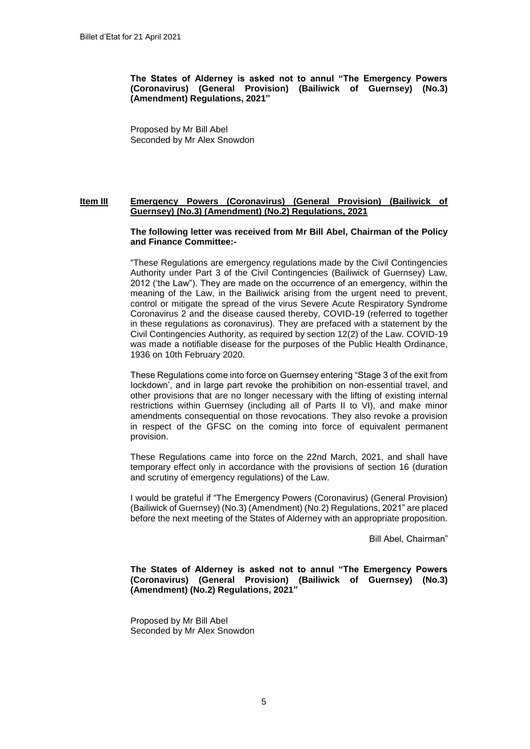**The States of Alderney is asked not to annul "The Emergency Powers (Coronavirus) (General Provision) (Bailiwick of Guernsey) (No.3) (Amendment) Regulations, 2021"**

Proposed by Mr Bill Abel
Seconded by Mr Alex Snowdon

## Item III Emergency Powers (Coronavirus) (General Provision) (Bailiwick of Guernsey) (No.3) (Amendment) (No.2) Regulations, 2021

**The following letter was received from Mr Bill Abel, Chairman of the Policy and Finance Committee:-**

"These Regulations are emergency regulations made by the Civil Contingencies Authority under Part 3 of the Civil Contingencies (Bailiwick of Guernsey) Law, 2012 ('the Law"). They are made on the occurrence of an emergency, within the meaning of the Law, in the Bailiwick arising from the urgent need to prevent, control or mitigate the spread of the virus Severe Acute Respiratory Syndrome Coronavirus 2 and the disease caused thereby, COVID-19 (referred to together in these regulations as coronavirus). They are prefaced with a statement by the Civil Contingencies Authority, as required by section 12(2) of the Law. COVID-19 was made a notifiable disease for the purposes of the Public Health Ordinance, 1936 on 10th February 2020.

These Regulations come into force on Guernsey entering "Stage 3 of the exit from lockdown', and in large part revoke the prohibition on non-essential travel, and other provisions that are no longer necessary with the lifting of existing internal restrictions within Guernsey (including all of Parts II to VI), and make minor amendments consequential on those revocations. They also revoke a provision in respect of the GFSC on the coming into force of equivalent permanent provision.

These Regulations came into force on the 22nd March, 2021, and shall have temporary effect only in accordance with the provisions of section 16 (duration and scrutiny of emergency regulations) of the Law.

I would be grateful if "The Emergency Powers (Coronavirus) (General Provision) (Bailiwick of Guernsey) (No.3) (Amendment) (No.2) Regulations, 2021" are placed before the next meeting of the States of Alderney with an appropriate proposition.

Bill Abel, Chairman"

**The States of Alderney is asked not to annul "The Emergency Powers (Coronavirus) (General Provision) (Bailiwick of Guernsey) (No.3) (Amendment) (No.2) Regulations, 2021"**

Proposed by Mr Bill Abel
Seconded by Mr Alex Snowdon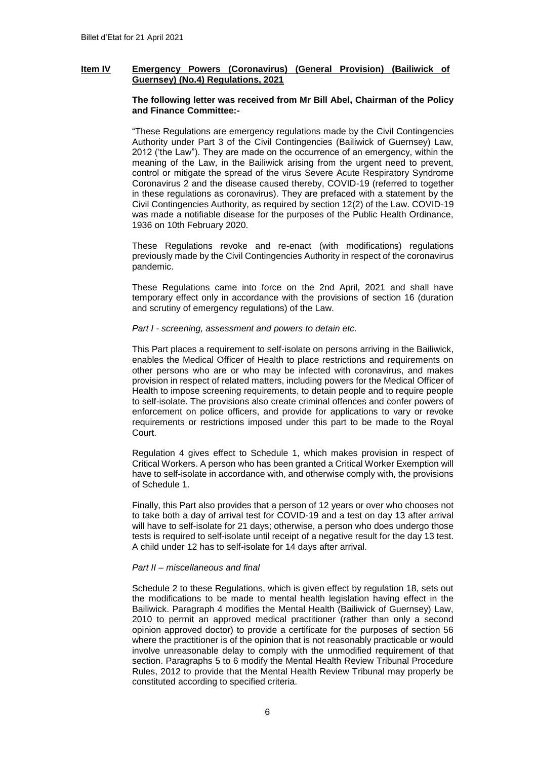## Item IV Emergency Powers (Coronavirus) (General Provision) (Bailiwick of Guernsey) (No.4) Regulations, 2021

**The following letter was received from Mr Bill Abel, Chairman of the Policy and Finance Committee:-**

"These Regulations are emergency regulations made by the Civil Contingencies Authority under Part 3 of the Civil Contingencies (Bailiwick of Guernsey) Law, 2012 ('the Law"). They are made on the occurrence of an emergency, within the meaning of the Law, in the Bailiwick arising from the urgent need to prevent, control or mitigate the spread of the virus Severe Acute Respiratory Syndrome Coronavirus 2 and the disease caused thereby, COVID-19 (referred to together in these regulations as coronavirus). They are prefaced with a statement by the Civil Contingencies Authority, as required by section 12(2) of the Law. COVID-19 was made a notifiable disease for the purposes of the Public Health Ordinance, 1936 on 10th February 2020.

These Regulations revoke and re-enact (with modifications) regulations previously made by the Civil Contingencies Authority in respect of the coronavirus pandemic.

These Regulations came into force on the 2nd April, 2021 and shall have temporary effect only in accordance with the provisions of section 16 (duration and scrutiny of emergency regulations) of the Law.

*Part I - screening, assessment and powers to detain etc.*

This Part places a requirement to self-isolate on persons arriving in the Bailiwick, enables the Medical Officer of Health to place restrictions and requirements on other persons who are or who may be infected with coronavirus, and makes provision in respect of related matters, including powers for the Medical Officer of Health to impose screening requirements, to detain people and to require people to self-isolate. The provisions also create criminal offences and confer powers of enforcement on police officers, and provide for applications to vary or revoke requirements or restrictions imposed under this part to be made to the Royal Court.

Regulation 4 gives effect to Schedule 1, which makes provision in respect of Critical Workers. A person who has been granted a Critical Worker Exemption will have to self-isolate in accordance with, and otherwise comply with, the provisions of Schedule 1.

Finally, this Part also provides that a person of 12 years or over who chooses not to take both a day of arrival test for COVID-19 and a test on day 13 after arrival will have to self-isolate for 21 days; otherwise, a person who does undergo those tests is required to self-isolate until receipt of a negative result for the day 13 test. A child under 12 has to self-isolate for 14 days after arrival.

*Part II – miscellaneous and final*

Schedule 2 to these Regulations, which is given effect by regulation 18, sets out the modifications to be made to mental health legislation having effect in the Bailiwick. Paragraph 4 modifies the Mental Health (Bailiwick of Guernsey) Law, 2010 to permit an approved medical practitioner (rather than only a second opinion approved doctor) to provide a certificate for the purposes of section 56 where the practitioner is of the opinion that is not reasonably practicable or would involve unreasonable delay to comply with the unmodified requirement of that section. Paragraphs 5 to 6 modify the Mental Health Review Tribunal Procedure Rules, 2012 to provide that the Mental Health Review Tribunal may properly be constituted according to specified criteria.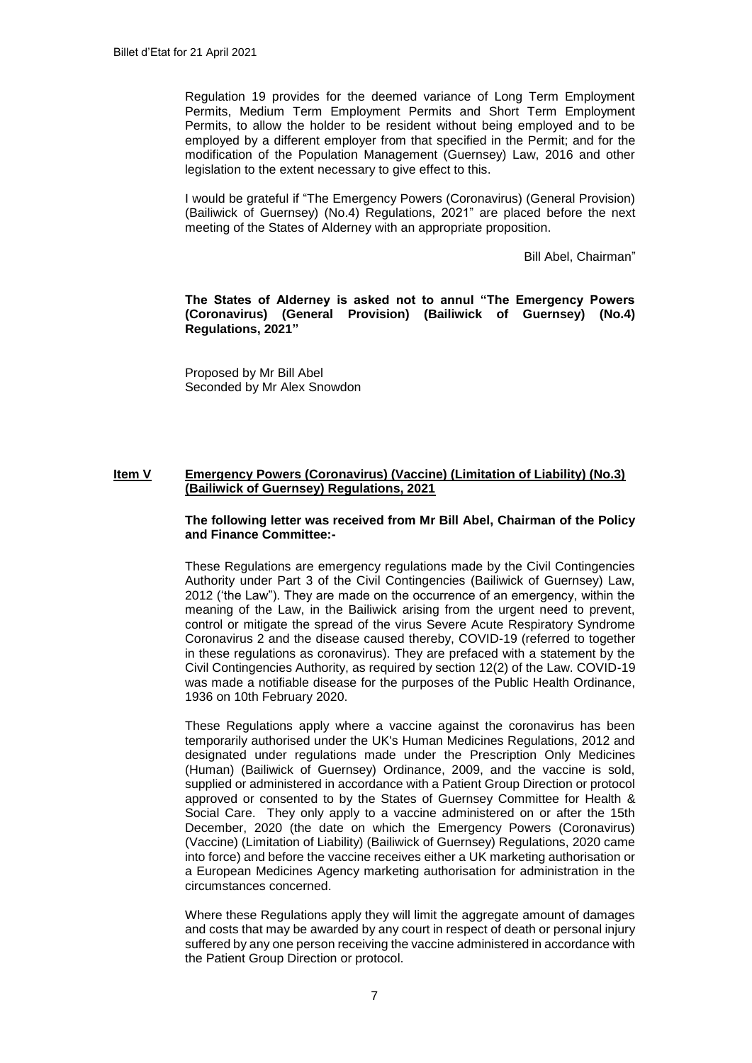Regulation 19 provides for the deemed variance of Long Term Employment Permits, Medium Term Employment Permits and Short Term Employment Permits, to allow the holder to be resident without being employed and to be employed by a different employer from that specified in the Permit; and for the modification of the Population Management (Guernsey) Law, 2016 and other legislation to the extent necessary to give effect to this.

I would be grateful if "The Emergency Powers (Coronavirus) (General Provision) (Bailiwick of Guernsey) (No.4) Regulations, 2021" are placed before the next meeting of the States of Alderney with an appropriate proposition.

Bill Abel, Chairman"

**The States of Alderney is asked not to annul "The Emergency Powers (Coronavirus) (General Provision) (Bailiwick of Guernsey) (No.4) Regulations, 2021"**

Proposed by Mr Bill Abel
Seconded by Mr Alex Snowdon

## Item V Emergency Powers (Coronavirus) (Vaccine) (Limitation of Liability) (No.3) (Bailiwick of Guernsey) Regulations, 2021

**The following letter was received from Mr Bill Abel, Chairman of the Policy and Finance Committee:-**

These Regulations are emergency regulations made by the Civil Contingencies Authority under Part 3 of the Civil Contingencies (Bailiwick of Guernsey) Law, 2012 ('the Law"). They are made on the occurrence of an emergency, within the meaning of the Law, in the Bailiwick arising from the urgent need to prevent, control or mitigate the spread of the virus Severe Acute Respiratory Syndrome Coronavirus 2 and the disease caused thereby, COVID-19 (referred to together in these regulations as coronavirus). They are prefaced with a statement by the Civil Contingencies Authority, as required by section 12(2) of the Law. COVID-19 was made a notifiable disease for the purposes of the Public Health Ordinance, 1936 on 10th February 2020.

These Regulations apply where a vaccine against the coronavirus has been temporarily authorised under the UK's Human Medicines Regulations, 2012 and designated under regulations made under the Prescription Only Medicines (Human) (Bailiwick of Guernsey) Ordinance, 2009, and the vaccine is sold, supplied or administered in accordance with a Patient Group Direction or protocol approved or consented to by the States of Guernsey Committee for Health & Social Care. They only apply to a vaccine administered on or after the 15th December, 2020 (the date on which the Emergency Powers (Coronavirus) (Vaccine) (Limitation of Liability) (Bailiwick of Guernsey) Regulations, 2020 came into force) and before the vaccine receives either a UK marketing authorisation or a European Medicines Agency marketing authorisation for administration in the circumstances concerned.

Where these Regulations apply they will limit the aggregate amount of damages and costs that may be awarded by any court in respect of death or personal injury suffered by any one person receiving the vaccine administered in accordance with the Patient Group Direction or protocol.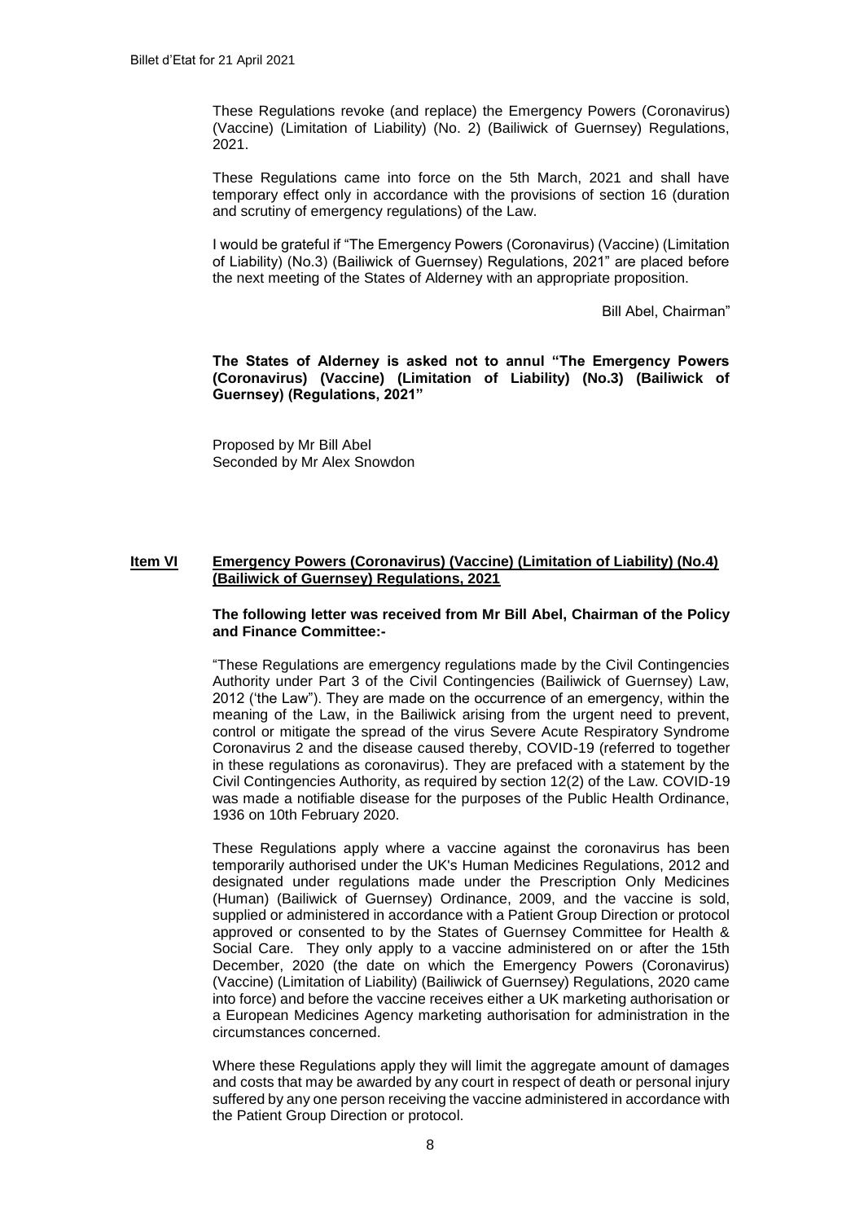These Regulations revoke (and replace) the Emergency Powers (Coronavirus) (Vaccine) (Limitation of Liability) (No. 2) (Bailiwick of Guernsey) Regulations, 2021.

These Regulations came into force on the 5th March, 2021 and shall have temporary effect only in accordance with the provisions of section 16 (duration and scrutiny of emergency regulations) of the Law.

I would be grateful if "The Emergency Powers (Coronavirus) (Vaccine) (Limitation of Liability) (No.3) (Bailiwick of Guernsey) Regulations, 2021" are placed before the next meeting of the States of Alderney with an appropriate proposition.

Bill Abel, Chairman"

**The States of Alderney is asked not to annul "The Emergency Powers (Coronavirus) (Vaccine) (Limitation of Liability) (No.3) (Bailiwick of Guernsey) (Regulations, 2021"**

Proposed by Mr Bill Abel
Seconded by Mr Alex Snowdon

## Item VI Emergency Powers (Coronavirus) (Vaccine) (Limitation of Liability) (No.4) (Bailiwick of Guernsey) Regulations, 2021

**The following letter was received from Mr Bill Abel, Chairman of the Policy and Finance Committee:-**

"These Regulations are emergency regulations made by the Civil Contingencies Authority under Part 3 of the Civil Contingencies (Bailiwick of Guernsey) Law, 2012 ('the Law"). They are made on the occurrence of an emergency, within the meaning of the Law, in the Bailiwick arising from the urgent need to prevent, control or mitigate the spread of the virus Severe Acute Respiratory Syndrome Coronavirus 2 and the disease caused thereby, COVID-19 (referred to together in these regulations as coronavirus). They are prefaced with a statement by the Civil Contingencies Authority, as required by section 12(2) of the Law. COVID-19 was made a notifiable disease for the purposes of the Public Health Ordinance, 1936 on 10th February 2020.

These Regulations apply where a vaccine against the coronavirus has been temporarily authorised under the UK's Human Medicines Regulations, 2012 and designated under regulations made under the Prescription Only Medicines (Human) (Bailiwick of Guernsey) Ordinance, 2009, and the vaccine is sold, supplied or administered in accordance with a Patient Group Direction or protocol approved or consented to by the States of Guernsey Committee for Health & Social Care. They only apply to a vaccine administered on or after the 15th December, 2020 (the date on which the Emergency Powers (Coronavirus) (Vaccine) (Limitation of Liability) (Bailiwick of Guernsey) Regulations, 2020 came into force) and before the vaccine receives either a UK marketing authorisation or a European Medicines Agency marketing authorisation for administration in the circumstances concerned.

Where these Regulations apply they will limit the aggregate amount of damages and costs that may be awarded by any court in respect of death or personal injury suffered by any one person receiving the vaccine administered in accordance with the Patient Group Direction or protocol.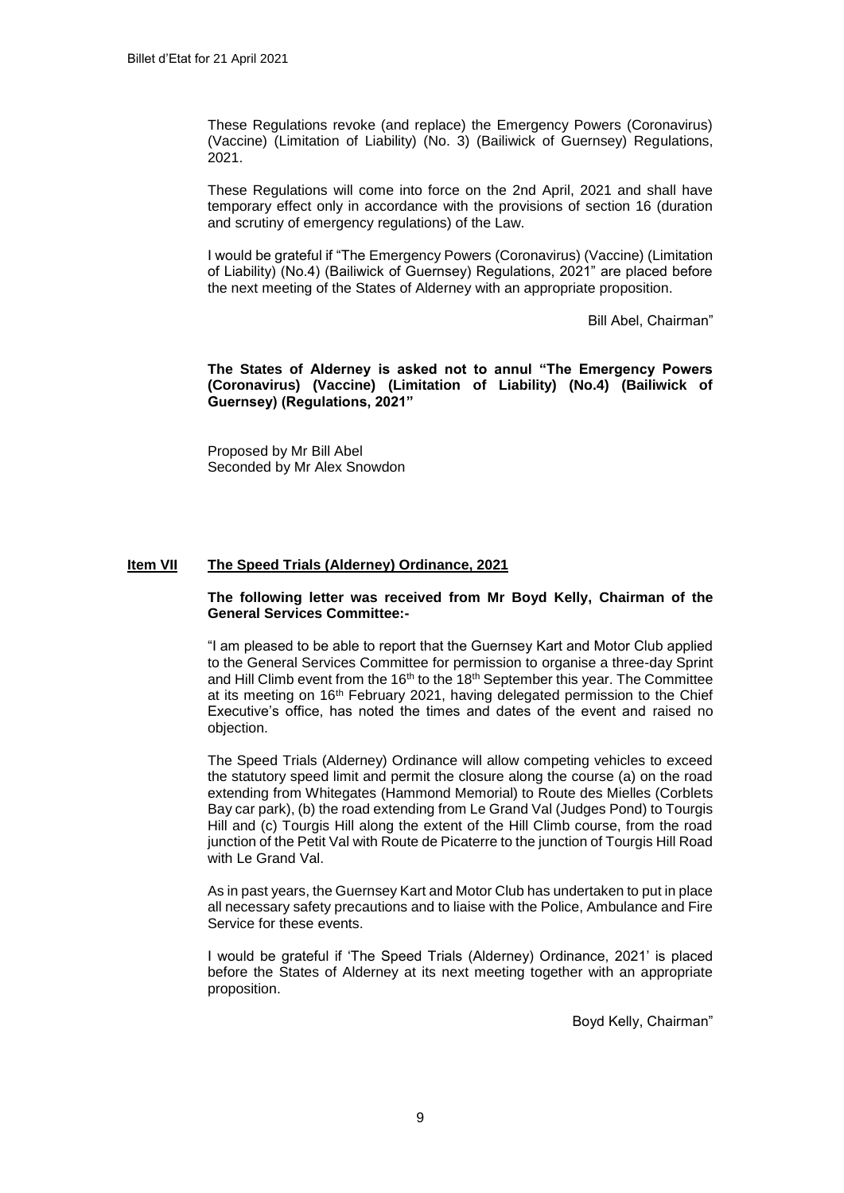These Regulations revoke (and replace) the Emergency Powers (Coronavirus) (Vaccine) (Limitation of Liability) (No. 3) (Bailiwick of Guernsey) Regulations, 2021.

These Regulations will come into force on the 2nd April, 2021 and shall have temporary effect only in accordance with the provisions of section 16 (duration and scrutiny of emergency regulations) of the Law.

I would be grateful if "The Emergency Powers (Coronavirus) (Vaccine) (Limitation of Liability) (No.4) (Bailiwick of Guernsey) Regulations, 2021" are placed before the next meeting of the States of Alderney with an appropriate proposition.

Bill Abel, Chairman"

**The States of Alderney is asked not to annul "The Emergency Powers (Coronavirus) (Vaccine) (Limitation of Liability) (No.4) (Bailiwick of Guernsey) (Regulations, 2021"**

Proposed by Mr Bill Abel
Seconded by Mr Alex Snowdon

## Item VII The Speed Trials (Alderney) Ordinance, 2021

**The following letter was received from Mr Boyd Kelly, Chairman of the General Services Committee:-**

"I am pleased to be able to report that the Guernsey Kart and Motor Club applied to the General Services Committee for permission to organise a three-day Sprint and Hill Climb event from the 16th to the 18th September this year. The Committee at its meeting on 16th February 2021, having delegated permission to the Chief Executive's office, has noted the times and dates of the event and raised no objection.

The Speed Trials (Alderney) Ordinance will allow competing vehicles to exceed the statutory speed limit and permit the closure along the course (a) on the road extending from Whitegates (Hammond Memorial) to Route des Mielles (Corblets Bay car park), (b) the road extending from Le Grand Val (Judges Pond) to Tourgis Hill and (c) Tourgis Hill along the extent of the Hill Climb course, from the road junction of the Petit Val with Route de Picaterre to the junction of Tourgis Hill Road with Le Grand Val.

As in past years, the Guernsey Kart and Motor Club has undertaken to put in place all necessary safety precautions and to liaise with the Police, Ambulance and Fire Service for these events.

I would be grateful if 'The Speed Trials (Alderney) Ordinance, 2021' is placed before the States of Alderney at its next meeting together with an appropriate proposition.

Boyd Kelly, Chairman"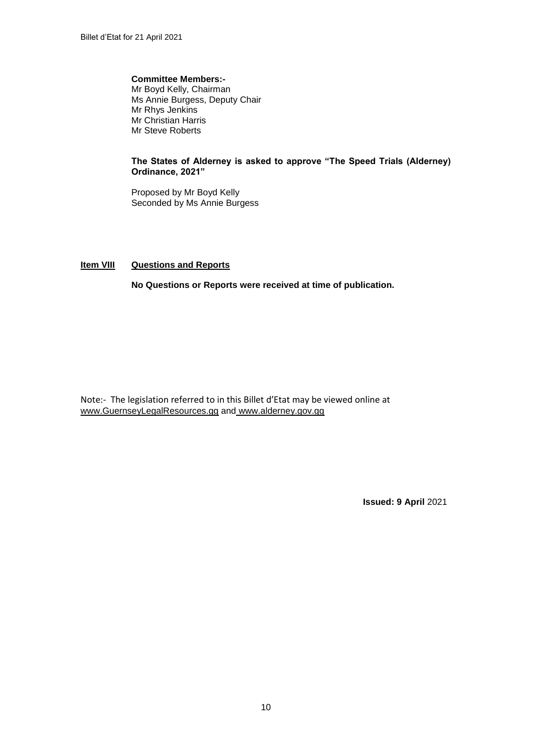**Committee Members:-**
Mr Boyd Kelly, Chairman
Ms Annie Burgess, Deputy Chair
Mr Rhys Jenkins
Mr Christian Harris
Mr Steve Roberts

**The States of Alderney is asked to approve "The Speed Trials (Alderney) Ordinance, 2021"**

Proposed by Mr Boyd Kelly
Seconded by Ms Annie Burgess

**<u>Item VIII</u>** **<u>Questions and Reports</u>**

**No Questions or Reports were received at time of publication.**

Note:- The legislation referred to in this Billet d'Etat may be viewed online at www.GuernseyLegalResources.gg and www.alderney.gov.gg

**Issued: 9 April** 2021